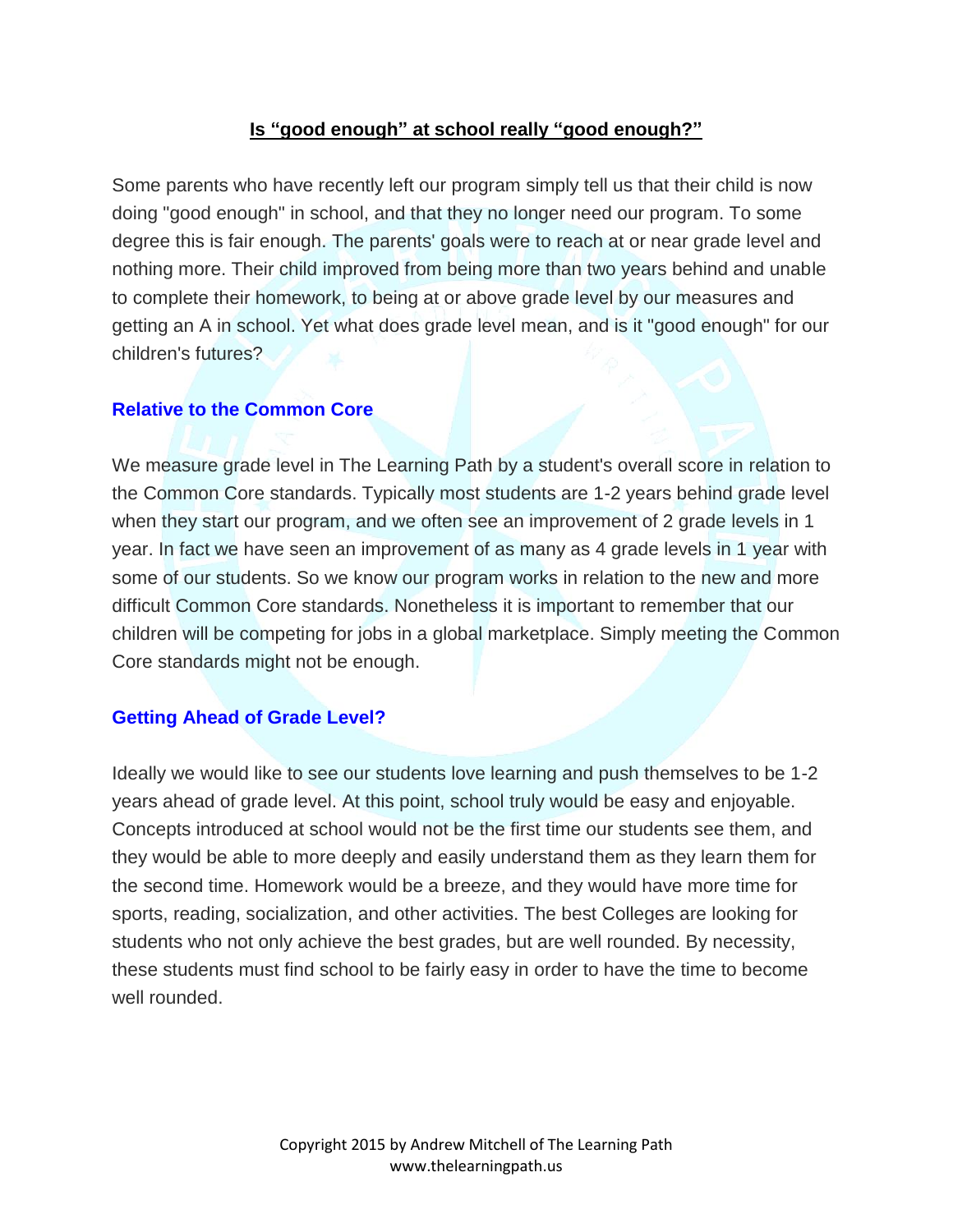# Is "good enough" at school really "good enough?"

Some parents who have recently left our program simply tell us that their child is now doing "good enough" in school, and that they no longer need our program. To some degree this is fair enough. The parents' goals were to reach at or near grade level and nothing more. Their child improved from being more than two years behind and unable to complete their homework, to being at or above grade level by our measures and getting an A in school. Yet what does grade level mean, and is it "good enough" for our children's futures?

## Relative to the Common Core

We measure grade level in The Learning Path by a student's overall score in relation to the Common Core standards. Typically most students are 1-2 years behind grade level when they start our program, and we often see an improvement of 2 grade levels in 1 year. In fact we have seen an improvement of as many as 4 grade levels in 1 year with some of our students. So we know our program works in relation to the new and more difficult Common Core standards. Nonetheless it is important to remember that our children will be competing for jobs in a global marketplace. Simply meeting the Common Core standards might not be enough.

## Getting Ahead of Grade Level?

Ideally we would like to see our students love learning and push themselves to be 1-2 years ahead of grade level. At this point, school truly would be easy and enjoyable. Concepts introduced at school would not be the first time our students see them, and they would be able to more deeply and easily understand them as they learn them for the second time. Homework would be a breeze, and they would have more time for sports, reading, socialization, and other activities. The best Colleges are looking for students who not only achieve the best grades, but are well rounded. By necessity, these students must find school to be fairly easy in order to have the time to become well rounded.

Copyright 2015 by Andrew Mitchell of The Learning Path
www.thelearningpath.us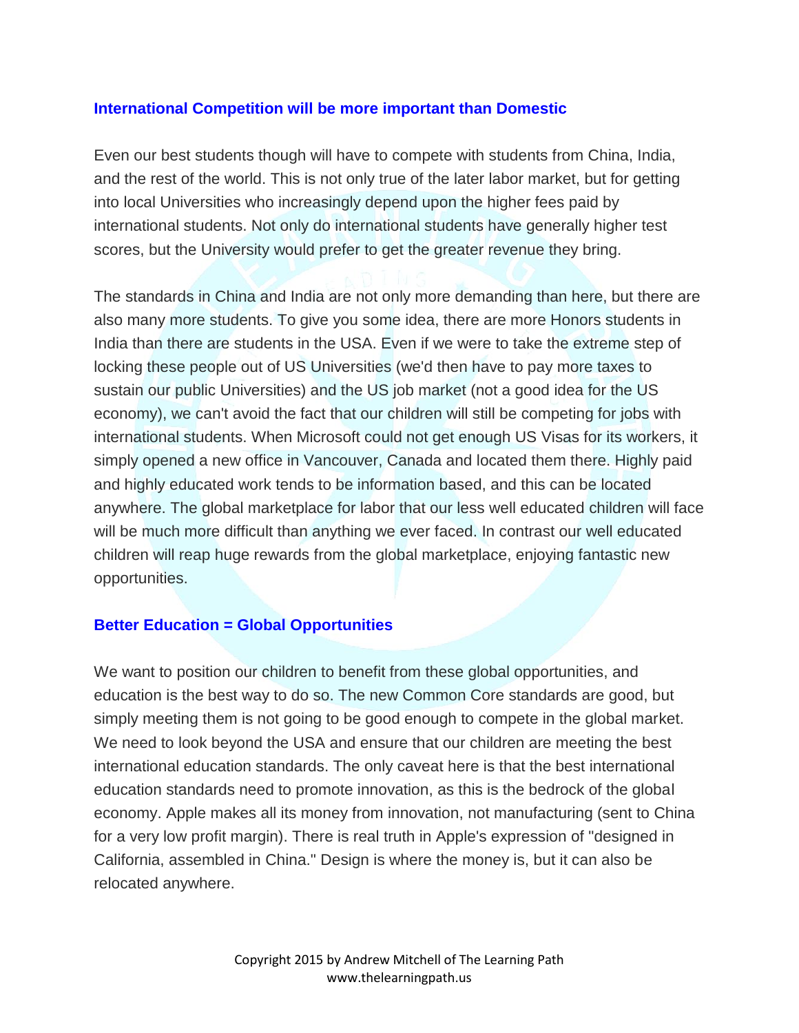## International Competition will be more important than Domestic

Even our best students though will have to compete with students from China, India, and the rest of the world. This is not only true of the later labor market, but for getting into local Universities who increasingly depend upon the higher fees paid by international students. Not only do international students have generally higher test scores, but the University would prefer to get the greater revenue they bring.

The standards in China and India are not only more demanding than here, but there are also many more students. To give you some idea, there are more Honors students in India than there are students in the USA. Even if we were to take the extreme step of locking these people out of US Universities (we'd then have to pay more taxes to sustain our public Universities) and the US job market (not a good idea for the US economy), we can't avoid the fact that our children will still be competing for jobs with international students. When Microsoft could not get enough US Visas for its workers, it simply opened a new office in Vancouver, Canada and located them there. Highly paid and highly educated work tends to be information based, and this can be located anywhere. The global marketplace for labor that our less well educated children will face will be much more difficult than anything we ever faced. In contrast our well educated children will reap huge rewards from the global marketplace, enjoying fantastic new opportunities.

## Better Education = Global Opportunities

We want to position our children to benefit from these global opportunities, and education is the best way to do so. The new Common Core standards are good, but simply meeting them is not going to be good enough to compete in the global market. We need to look beyond the USA and ensure that our children are meeting the best international education standards. The only caveat here is that the best international education standards need to promote innovation, as this is the bedrock of the global economy. Apple makes all its money from innovation, not manufacturing (sent to China for a very low profit margin). There is real truth in Apple's expression of "designed in California, assembled in China." Design is where the money is, but it can also be relocated anywhere.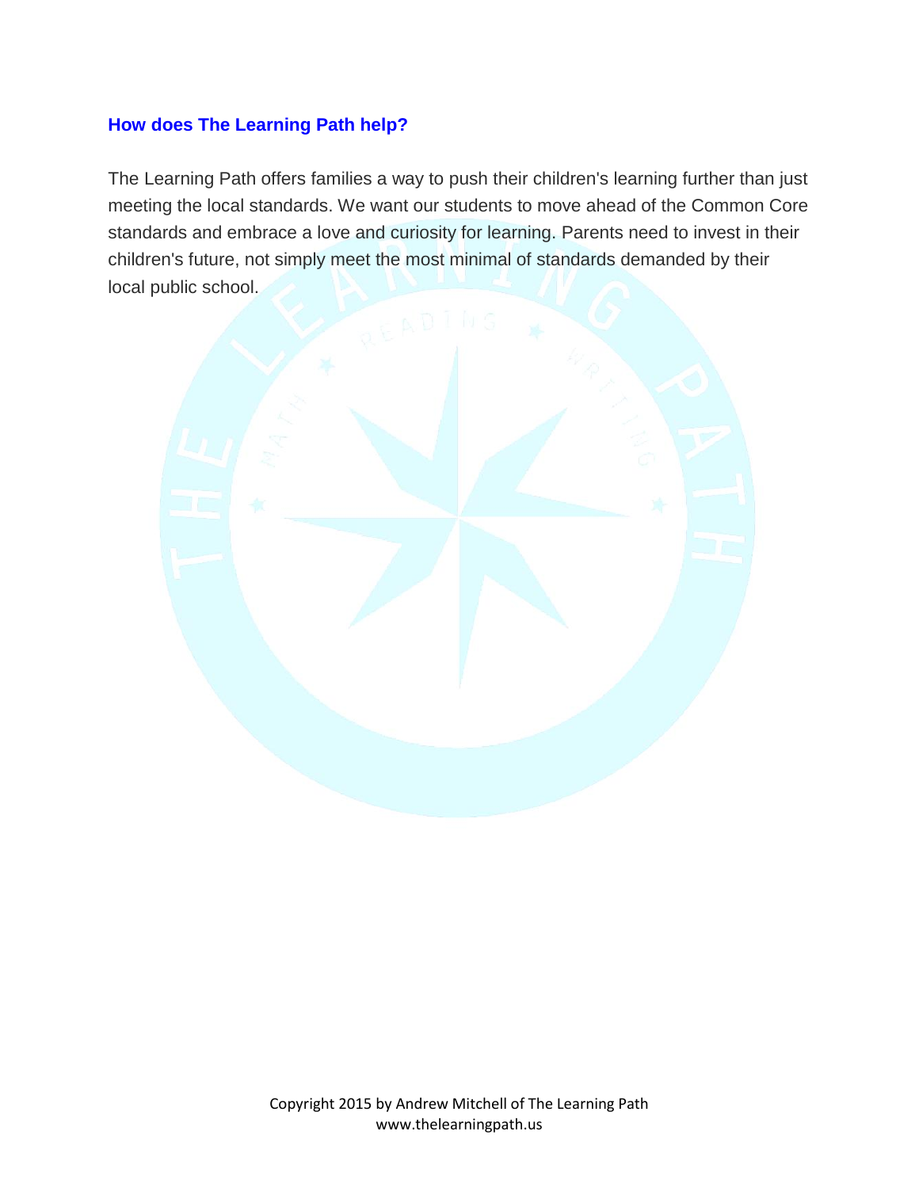### How does The Learning Path help?

The Learning Path offers families a way to push their children's learning further than just meeting the local standards. We want our students to move ahead of the Common Core standards and embrace a love and curiosity for learning. Parents need to invest in their children's future, not simply meet the most minimal of standards demanded by their local public school.